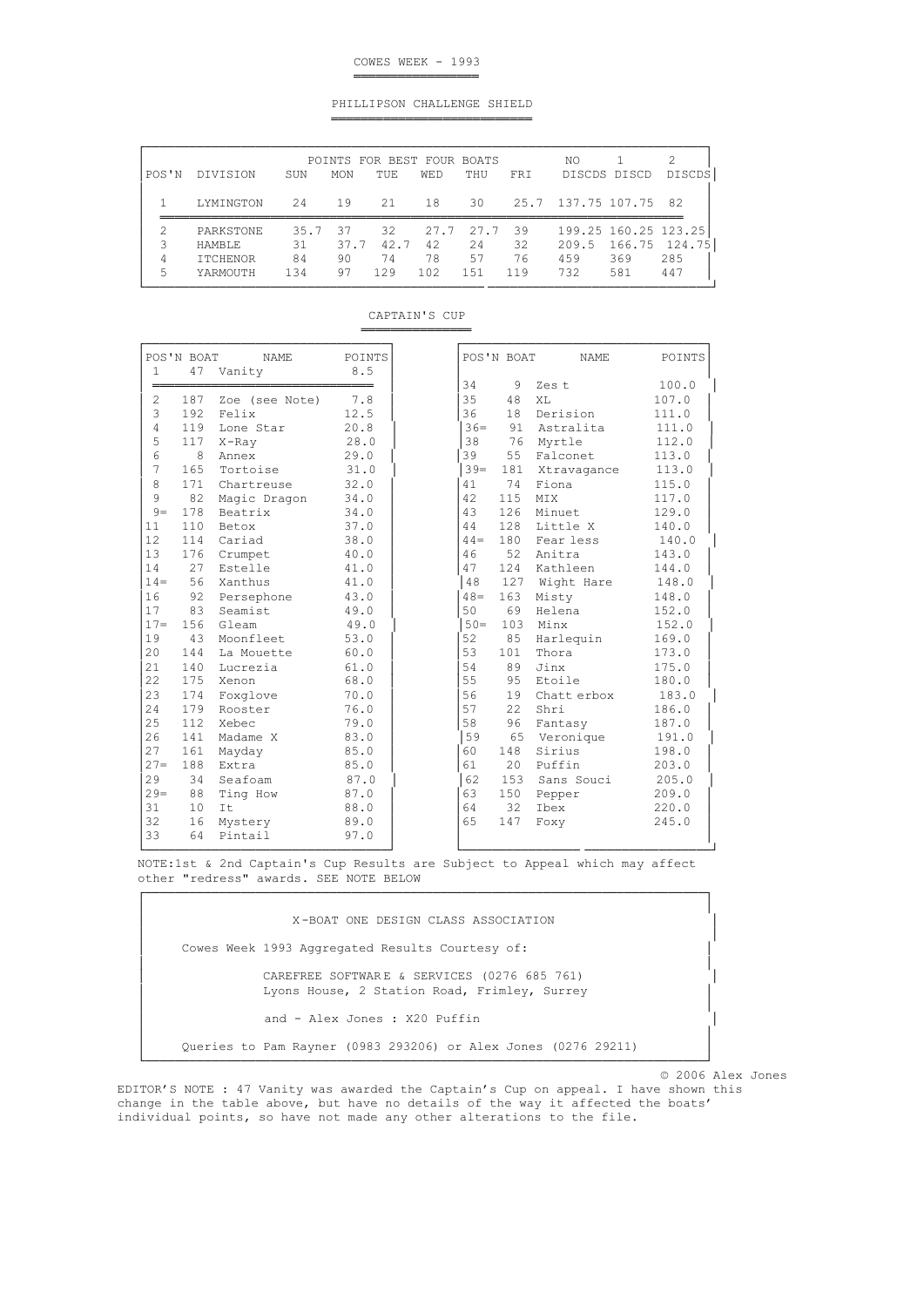# COWES WEEK - 1993

## PHILLIPSON CHALLENGE SHIELD

| POS'N | DIVISION | POINTS FOR BEST FOUR BOATS SUN | MON | TUE | WED | THU | FRI | NO DISCDS | 1 DISCD | 2 DISCDS |
|---|---|---|---|---|---|---|---|---|---|---|
| 1 | LYMINGTON | 24 | 19 | 21 | 18 | 30 | 25.7 | 137.75 | 107.75 | 82 |
| 2 | PARKSTONE | 35.7 | 37 | 32 | 27.7 | 27.7 | 39 | 199.25 | 160.25 | 123.25 |
| 3 | HAMBLE | 31 | 37.7 | 42.7 | 42 | 24 | 32 | 209.5 | 166.75 | 124.75 |
| 4 | ITCHENOR | 84 | 90 | 74 | 78 | 57 | 76 | 459 | 369 | 285 |
| 5 | YARMOUTH | 134 | 97 | 129 | 102 | 151 | 119 | 732 | 581 | 447 |

## CAPTAIN'S CUP

| POS'N | BOAT | NAME | POINTS |
|---|---|---|---|
| 1 | 47 | Vanity | 8.5 |
| 2 | 187 | Zoe (see Note) | 7.8 |
| 3 | 192 | Felix | 12.5 |
| 4 | 119 | Lone Star | 20.8 |
| 5 | 117 | X-Ray | 28.0 |
| 6 | 8 | Annex | 29.0 |
| 7 | 165 | Tortoise | 31.0 |
| 8 | 171 | Chartreuse | 32.0 |
| 9 | 82 | Magic Dragon | 34.0 |
| 9= | 178 | Beatrix | 34.0 |
| 11 | 110 | Betox | 37.0 |
| 12 | 114 | Cariad | 38.0 |
| 13 | 176 | Crumpet | 40.0 |
| 14 | 27 | Estelle | 41.0 |
| 14= | 56 | Xanthus | 41.0 |
| 16 | 92 | Persephone | 43.0 |
| 17 | 83 | Seamist | 49.0 |
| 17= | 156 | Gleam | 49.0 |
| 19 | 43 | Moonfleet | 53.0 |
| 20 | 144 | La Mouette | 60.0 |
| 21 | 140 | Lucrezia | 61.0 |
| 22 | 175 | Xenon | 68.0 |
| 23 | 174 | Foxglove | 70.0 |
| 24 | 179 | Rooster | 76.0 |
| 25 | 112 | Xebec | 79.0 |
| 26 | 141 | Madame X | 83.0 |
| 27 | 161 | Mayday | 85.0 |
| 27= | 188 | Extra | 85.0 |
| 29 | 34 | Seafoam | 87.0 |
| 29= | 88 | Ting How | 87.0 |
| 31 | 10 | It | 88.0 |
| 32 | 16 | Mystery | 89.0 |
| 33 | 64 | Pintail | 97.0 |
| 34 | 9 | Zes t | 100.0 |
| 35 | 48 | XL | 107.0 |
| 36 | 18 | Derision | 111.0 |
| 36= | 91 | Astralita | 111.0 |
| 38 | 76 | Myrtle | 112.0 |
| 39 | 55 | Falconet | 113.0 |
| 39= | 181 | Xtravagance | 113.0 |
| 41 | 74 | Fiona | 115.0 |
| 42 | 115 | MIX | 117.0 |
| 43 | 126 | Minuet | 129.0 |
| 44 | 128 | Little X | 140.0 |
| 44= | 180 | Fear less | 140.0 |
| 46 | 52 | Anitra | 143.0 |
| 47 | 124 | Kathleen | 144.0 |
| 48 | 127 | Wight Hare | 148.0 |
| 48= | 163 | Misty | 148.0 |
| 50 | 69 | Helena | 152.0 |
| 50= | 103 | Minx | 152.0 |
| 52 | 85 | Harlequin | 169.0 |
| 53 | 101 | Thora | 173.0 |
| 54 | 89 | Jinx | 175.0 |
| 55 | 95 | Etoile | 180.0 |
| 56 | 19 | Chatt erbox | 183.0 |
| 57 | 22 | Shri | 186.0 |
| 58 | 96 | Fantasy | 187.0 |
| 59 | 65 | Veronique | 191.0 |
| 60 | 148 | Sirius | 198.0 |
| 61 | 20 | Puffin | 203.0 |
| 62 | 153 | Sans Souci | 205.0 |
| 63 | 150 | Pepper | 209.0 |
| 64 | 32 | Ibex | 220.0 |
| 65 | 147 | Foxy | 245.0 |

NOTE:1st & 2nd Captain's Cup Results are Subject to Appeal which may affect other "redress" awards. SEE NOTE BELOW

X-BOAT ONE DESIGN CLASS ASSOCIATION

Cowes Week 1993 Aggregated Results Courtesy of:

CAREFREE SOFTWARE & SERVICES (0276 685 761)
Lyons House, 2 Station Road, Frimley, Surrey

and - Alex Jones : X20 Puffin

Queries to Pam Rayner (0983 293206) or Alex Jones (0276 29211)

© 2006 Alex Jones

EDITOR'S NOTE : 47 Vanity was awarded the Captain's Cup on appeal. I have shown this change in the table above, but have no details of the way it affected the boats' individual points, so have not made any other alterations to the file.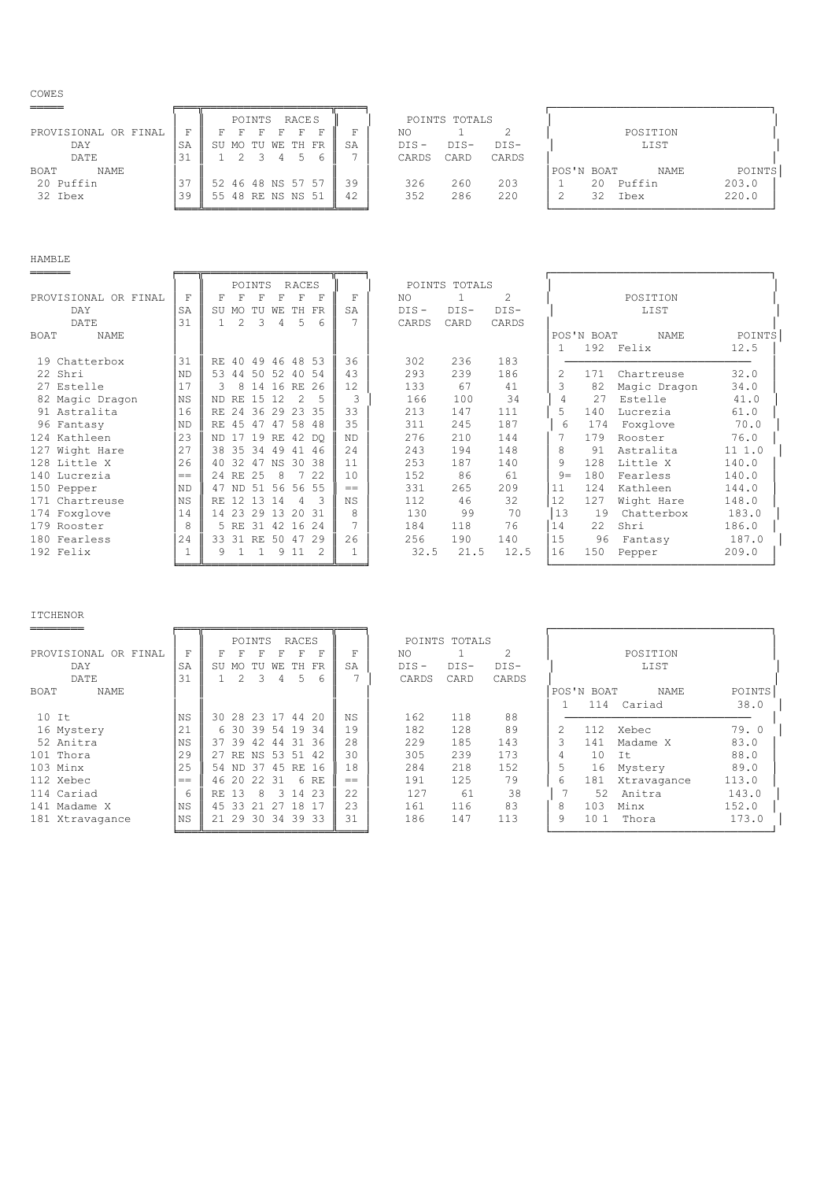## COWES

| BOAT | NAME | F SA 31 | F SU 1 | F MO 2 | F TU 3 | F WE 4 | F TH 5 | F FR 6 | F SA 7 | NO DIS-CARDS | 1 DIS-CARD | 2 DIS-CARDS |
|---|---|---|---|---|---|---|---|---|---|---|---|---|
| 20 | Puffin | 37 | 52 | 46 | 48 | NS | 57 | 57 | 39 | 326 | 260 | 203 |
| 32 | Ibex | 39 | 55 | 48 | RE | NS | NS | 51 | 42 | 352 | 286 | 220 |

PROVISIONAL OR FINAL / DAY / DATE / POINTS RACES / POINTS TOTALS

**POSITION LIST**

| POS'N | BOAT | NAME | POINTS |
|---|---|---|---|
| 1 | 20 | Puffin | 203.0 |
| 2 | 32 | Ibex | 220.0 |

## HAMBLE

| BOAT | NAME | F SA 31 | F SU 1 | F MO 2 | F TU 3 | F WE 4 | F TH 5 | F FR 6 | F SA 7 | NO DIS-CARDS | 1 DIS-CARD | 2 DIS-CARDS |
|---|---|---|---|---|---|---|---|---|---|---|---|---|
| 19 | Chatterbox | 31 | RE | 40 | 49 | 46 | 48 | 53 | 36 | 302 | 236 | 183 |
| 22 | Shri | ND | 53 | 44 | 50 | 52 | 40 | 54 | 43 | 293 | 239 | 186 |
| 27 | Estelle | 17 | 3 | 8 | 14 | 16 | RE | 26 | 12 | 133 | 67 | 41 |
| 82 | Magic Dragon | NS | ND | RE | 15 | 12 | 2 | 5 | 3 | 166 | 100 | 34 |
| 91 | Astralita | 16 | RE | 24 | 36 | 29 | 23 | 35 | 33 | 213 | 147 | 111 |
| 96 | Fantasy | ND | RE | 45 | 47 | 47 | 58 | 48 | 35 | 311 | 245 | 187 |
| 124 | Kathleen | 23 | ND | 17 | 19 | RE | 42 | DQ | ND | 276 | 210 | 144 |
| 127 | Wight Hare | 27 | 38 | 35 | 34 | 49 | 41 | 46 | 24 | 243 | 194 | 148 |
| 128 | Little X | 26 | 40 | 32 | 47 | NS | 30 | 38 | 11 | 253 | 187 | 140 |
| 140 | Lucrezia | == | 24 | RE | 25 | 8 | 7 | 22 | 10 | 152 | 86 | 61 |
| 150 | Pepper | ND | 47 | ND | 51 | 56 | 56 | 55 | == | 331 | 265 | 209 |
| 171 | Chartreuse | NS | RE | 12 | 13 | 14 | 4 | 3 | NS | 112 | 46 | 32 |
| 174 | Foxglove | 14 | 14 | 23 | 29 | 13 | 20 | 31 | 8 | 130 | 99 | 70 |
| 179 | Rooster | 8 | 5 | RE | 31 | 42 | 16 | 24 | 7 | 184 | 118 | 76 |
| 180 | Fearless | 24 | 33 | 31 | RE | 50 | 47 | 29 | 26 | 256 | 190 | 140 |
| 192 | Felix | 1 | 9 | 1 | 1 | 9 | 11 | 2 | 1 | 32.5 | 21.5 | 12.5 |

**POSITION LIST**

| POS'N | BOAT | NAME | POINTS |
|---|---|---|---|
| 1 | 192 | Felix | 12.5 |
| 2 | 171 | Chartreuse | 32.0 |
| 3 | 82 | Magic Dragon | 34.0 |
| 4 | 27 | Estelle | 41.0 |
| 5 | 140 | Lucrezia | 61.0 |
| 6 | 174 | Foxglove | 70.0 |
| 7 | 179 | Rooster | 76.0 |
| 8 | 91 | Astralita | 11 1.0 |
| 9 | 128 | Little X | 140.0 |
| 9= | 180 | Fearless | 140.0 |
| 11 | 124 | Kathleen | 144.0 |
| 12 | 127 | Wight Hare | 148.0 |
| 13 | 19 | Chatterbox | 183.0 |
| 14 | 22 | Shri | 186.0 |
| 15 | 96 | Fantasy | 187.0 |
| 16 | 150 | Pepper | 209.0 |

## ITCHENOR

| BOAT | NAME | F SA 31 | F SU 1 | F MO 2 | F TU 3 | F WE 4 | F TH 5 | F FR 6 | F SA 7 | NO DIS-CARDS | 1 DIS-CARD | 2 DIS-CARDS |
|---|---|---|---|---|---|---|---|---|---|---|---|---|
| 10 | It | NS | 30 | 28 | 23 | 17 | 44 | 20 | NS | 162 | 118 | 88 |
| 16 | Mystery | 21 | 6 | 30 | 39 | 54 | 19 | 34 | 19 | 182 | 128 | 89 |
| 52 | Anitra | NS | 37 | 39 | 42 | 44 | 31 | 36 | 28 | 229 | 185 | 143 |
| 101 | Thora | 29 | 27 | RE | NS | 53 | 51 | 42 | 30 | 305 | 239 | 173 |
| 103 | Minx | 25 | 54 | ND | 37 | 45 | RE | 16 | 18 | 284 | 218 | 152 |
| 112 | Xebec | == | 46 | 20 | 22 | 31 | 6 | RE | == | 191 | 125 | 79 |
| 114 | Cariad | 6 | RE | 13 | 8 | 3 | 14 | 23 | 22 | 127 | 61 | 38 |
| 141 | Madame X | NS | 45 | 33 | 21 | 27 | 18 | 17 | 23 | 161 | 116 | 83 |
| 181 | Xtravagance | NS | 21 | 29 | 30 | 34 | 39 | 33 | 31 | 186 | 147 | 113 |

**POSITION LIST**

| POS'N | BOAT | NAME | POINTS |
|---|---|---|---|
| 1 | 114 | Cariad | 38.0 |
| 2 | 112 | Xebec | 79. 0 |
| 3 | 141 | Madame X | 83.0 |
| 4 | 10 | It | 88.0 |
| 5 | 16 | Mystery | 89.0 |
| 6 | 181 | Xtravagance | 113.0 |
| 7 | 52 | Anitra | 143.0 |
| 8 | 103 | Minx | 152.0 |
| 9 | 10 1 | Thora | 173.0 |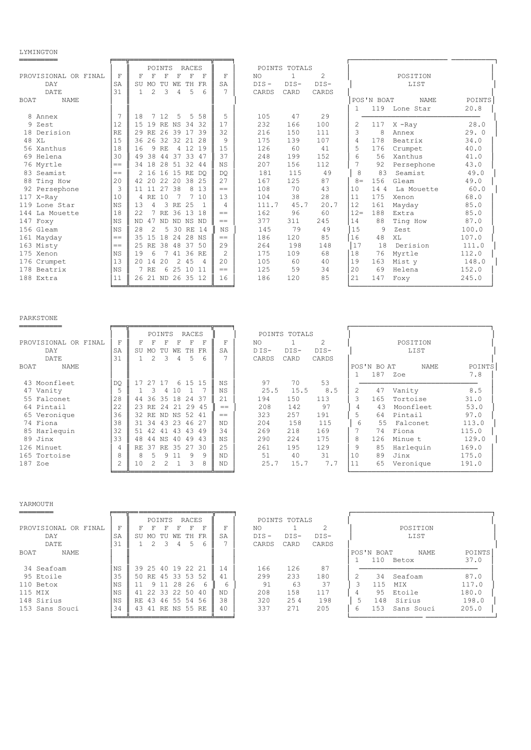## LYMINGTON

| PROVISIONAL OR FINAL | F | F | F | F | F | F | F | F | POINTS TOTALS | | |
|---|---|---|---|---|---|---|---|---|---|---|---|
| DAY | SA | SU | MO | TU | WE | TH | FR | SA | NO | 1 | 2 |
| DATE | 31 | 1 | 2 | 3 | 4 | 5 | 6 | 7 | DIS- CARDS | DIS- CARD | DIS- CARDS |
| BOAT NAME | | POINTS RACES | | | | | | | | | |
| 8 Annex | 7 | 18 | 7 | 12 | 5 | 5 | 58 | 5 | 105 | 47 | 29 |
| 9 Zest | 12 | 15 | 19 | RE | NS | 34 | 32 | 17 | 232 | 166 | 100 |
| 18 Derision | RE | 29 | RE | 26 | 39 | 17 | 39 | 32 | 216 | 150 | 111 |
| 48 XL | 15 | 36 | 26 | 32 | 32 | 21 | 28 | 9 | 175 | 139 | 107 |
| 56 Xanthus | 18 | 16 | 9 | RE | 4 | 12 | 19 | 15 | 126 | 60 | 41 |
| 69 Helena | 30 | 49 | 38 | 44 | 37 | 33 | 47 | 37 | 248 | 199 | 152 |
| 76 Myrtle | == | 34 | 18 | 28 | 51 | 32 | 44 | NS | 207 | 156 | 112 |
| 83 Seamist | == | 2 | 16 | 16 | 15 | RE | DQ | DQ | 181 | 115 | 49 |
| 88 Ting How | 20 | 42 | 20 | 22 | 20 | 38 | 25 | 27 | 167 | 125 | 87 |
| 92 Persephone | 3 | 11 | 11 | 27 | 38 | 8 | 13 | == | 108 | 70 | 43 |
| 117 X-Ray | 10 | 4 | RE | 10 | 7 | 7 | 10 | 13 | 104 | 38 | 28 |
| 119 Lone Star | NS | 13 | 4 | 3 | RE | 25 | 1 | 4 | 111.7 | 45.7 | 20.7 |
| 144 La Mouette | 18 | 22 | 7 | RE | 36 | 13 | 18 | == | 162 | 96 | 60 |
| 147 Foxy | NS | ND | 47 | ND | ND | NS | ND | == | 377 | 311 | 245 |
| 156 Gleam | NS | 28 | 2 | 5 | 30 | RE | 14 | NS | 145 | 79 | 49 |
| 161 Mayday | == | 35 | 15 | 18 | 24 | 28 | NS | == | 186 | 120 | 85 |
| 163 Misty | == | 25 | RE | 38 | 48 | 37 | 50 | 29 | 264 | 198 | 148 |
| 175 Xenon | NS | 19 | 6 | 7 | 41 | 36 | RE | 2 | 175 | 109 | 68 |
| 176 Crumpet | 13 | 20 | 14 | 20 | 2 | 45 | 4 | 20 | 105 | 60 | 40 |
| 178 Beatrix | NS | 7 | RE | 6 | 25 | 10 | 11 | == | 125 | 59 | 34 |
| 188 Extra | 11 | 26 | 21 | ND | 26 | 35 | 12 | 16 | 186 | 120 | 85 |

**POSITION LIST**

| POS'N | BOAT | NAME | POINTS |
|---|---|---|---|
| 1 | 119 | Lone Star | 20.8 |
| 2 | 117 | X -Ray | 28.0 |
| 3 | 8 | Annex | 29. 0 |
| 4 | 178 | Beatrix | 34.0 |
| 5 | 176 | Crumpet | 40.0 |
| 6 | 56 | Xanthus | 41.0 |
| 7 | 92 | Persephone | 43.0 |
| 8 | 83 | Seamist | 49.0 |
| 8= | 156 | Gleam | 49.0 |
| 10 | 14 4 | La Mouette | 60.0 |
| 11 | 175 | Xenon | 68.0 |
| 12 | 161 | Mayday | 85.0 |
| 12= | 188 | Extra | 85.0 |
| 14 | 88 | Ting How | 87.0 |
| 15 | 9 | Zest | 100.0 |
| 16 | 48 | XL | 107.0 |
| 17 | 18 | Derision | 111.0 |
| 18 | 76 | Myrtle | 112.0 |
| 19 | 163 | Mist y | 148.0 |
| 20 | 69 | Helena | 152.0 |
| 21 | 147 | Foxy | 245.0 |

## PARKSTONE

| PROVISIONAL OR FINAL | F | F | F | F | F | F | F | F | POINTS TOTALS | | |
|---|---|---|---|---|---|---|---|---|---|---|---|
| DAY | SA | SU | MO | TU | WE | TH | FR | SA | NO | 1 | 2 |
| DATE | 31 | 1 | 2 | 3 | 4 | 5 | 6 | 7 | DIS- CARDS | DIS- CARD | DIS- CARDS |
| BOAT NAME | | POINTS RACES | | | | | | | | | |
| 43 Moonfleet | DQ | 17 | 27 | 17 | 6 | 15 | 15 | NS | 97 | 70 | 53 |
| 47 Vanity | 5 | 1 | 3 | 4 | 10 | 1 | 7 | NS | 25.5 | 15.5 | 8.5 |
| 55 Falconet | 28 | 44 | 36 | 35 | 18 | 24 | 37 | 21 | 194 | 150 | 113 |
| 64 Pintail | 22 | 23 | RE | 24 | 21 | 29 | 45 | == | 208 | 142 | 97 |
| 65 Veronique | 36 | 32 | RE | ND | NS | 52 | 41 | == | 323 | 257 | 191 |
| 74 Fiona | 38 | 31 | 34 | 43 | 23 | 46 | 27 | ND | 204 | 158 | 115 |
| 85 Harlequin | 32 | 51 | 42 | 41 | 43 | 43 | 49 | 34 | 269 | 218 | 169 |
| 89 Jinx | 33 | 48 | 44 | NS | 40 | 49 | 43 | NS | 290 | 224 | 175 |
| 126 Minuet | 4 | RE | 37 | RE | 35 | 27 | 30 | 25 | 261 | 195 | 129 |
| 165 Tortoise | 8 | 8 | 5 | 9 | 11 | 9 | 9 | ND | 51 | 40 | 31 |
| 187 Zoe | 2 | 10 | 2 | 2 | 1 | 3 | 8 | ND | 25.7 | 15.7 | 7.7 |

**POSITION LIST**

| POS'N | BOAT | NAME | POINTS |
|---|---|---|---|
| 1 | 187 | Zoe | 7.8 |
| 2 | 47 | Vanity | 8.5 |
| 3 | 165 | Tortoise | 31.0 |
| 4 | 43 | Moonfleet | 53.0 |
| 5 | 64 | Pintail | 97.0 |
| 6 | 55 | Falconet | 113.0 |
| 7 | 74 | Fiona | 115.0 |
| 8 | 126 | Minue t | 129.0 |
| 9 | 85 | Harlequin | 169.0 |
| 10 | 89 | Jinx | 175.0 |
| 11 | 65 | Veronique | 191.0 |

## YARMOUTH

| PROVISIONAL OR FINAL | F | F | F | F | F | F | F | F | POINTS TOTALS | | |
|---|---|---|---|---|---|---|---|---|---|---|---|
| DAY | SA | SU | MO | TU | WE | TH | FR | SA | NO | 1 | 2 |
| DATE | 31 | 1 | 2 | 3 | 4 | 5 | 6 | 7 | DIS- CARDS | DIS- CARD | DIS- CARDS |
| BOAT NAME | | POINTS RACES | | | | | | | | | |
| 34 Seafoam | NS | 39 | 25 | 40 | 19 | 22 | 21 | 14 | 166 | 126 | 87 |
| 95 Etoile | 35 | 50 | RE | 45 | 33 | 53 | 52 | 41 | 299 | 233 | 180 |
| 110 Betox | NS | 11 | 9 | 11 | 28 | 26 | 6 | 6 | 91 | 63 | 37 |
| 115 MIX | NS | 41 | 22 | 33 | 22 | 50 | 40 | ND | 208 | 158 | 117 |
| 148 Sirius | NS | RE | 43 | 46 | 55 | 54 | 56 | 38 | 320 | 25 4 | 198 |
| 153 Sans Souci | 34 | 43 | 41 | RE | NS | 55 | RE | 40 | 337 | 271 | 205 |

**POSITION LIST**

| POS'N | BOAT | NAME | POINTS |
|---|---|---|---|
| 1 | 110 | Betox | 37.0 |
| 2 | 34 | Seafoam | 87.0 |
| 3 | 115 | MIX | 117.0 |
| 4 | 95 | Etoile | 180.0 |
| 5 | 148 | Sirius | 198.0 |
| 6 | 153 | Sans Souci | 205.0 |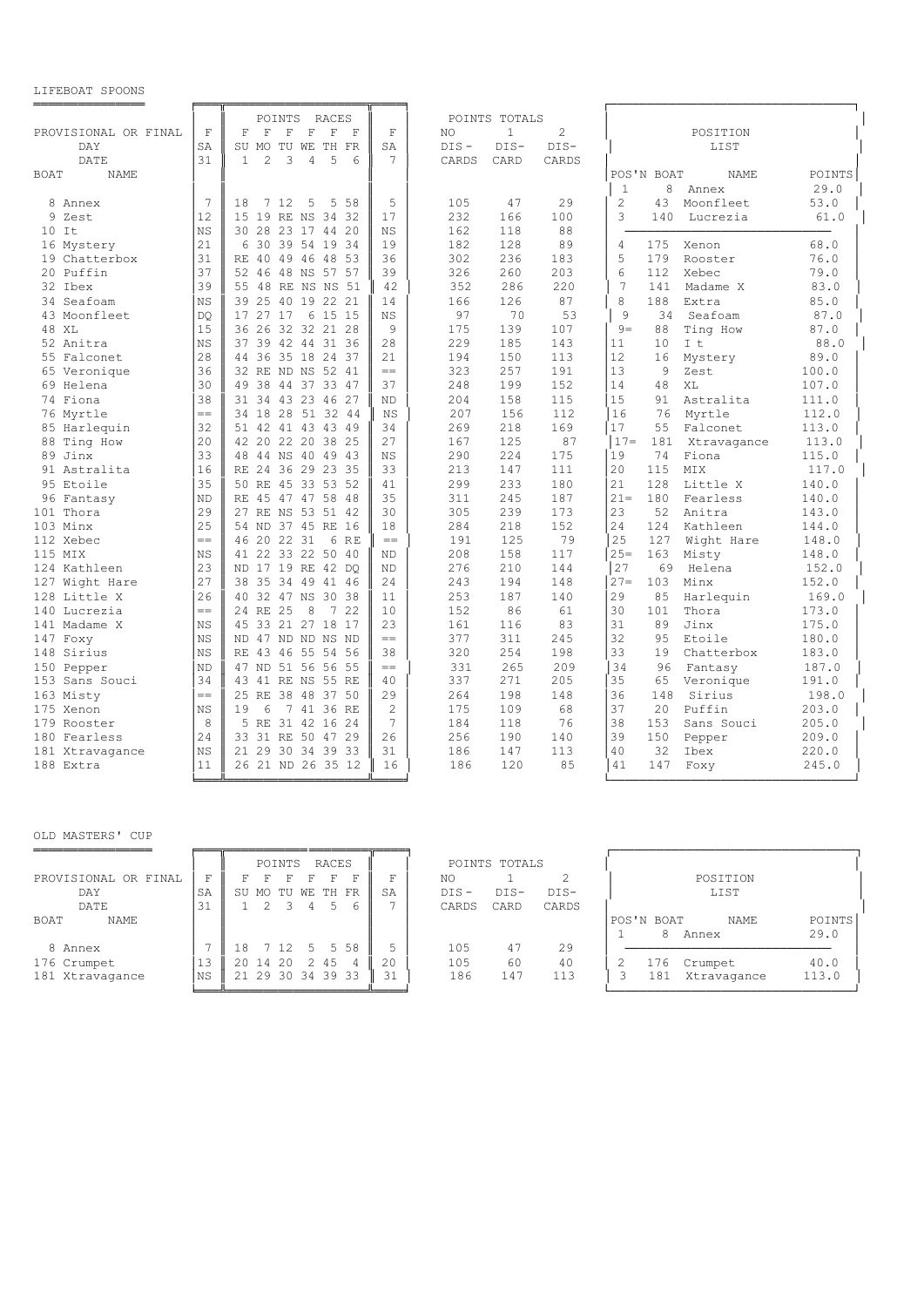## LIFEBOAT SPOONS

PROVISIONAL OR FINAL

| BOAT | NAME | F SA 31 | F SU 1 | F MO 2 | F TU 3 | F WE 4 | F TH 5 | F FR 6 | F SA 7 | NO DIS-CARDS | 1 DIS-CARD | 2 DIS-CARDS |
|---|---|---|---|---|---|---|---|---|---|---|---|---|
| 8 | Annex | 7 | 18 | 7 | 12 | 5 | 5 | 58 | 5 | 105 | 47 | 29 |
| 9 | Zest | 12 | 15 | 19 | RE | NS | 34 | 32 | 17 | 232 | 166 | 100 |
| 10 | It | NS | 30 | 28 | 23 | 17 | 44 | 20 | NS | 162 | 118 | 88 |
| 16 | Mystery | 21 | 6 | 30 | 39 | 54 | 19 | 34 | 19 | 182 | 128 | 89 |
| 19 | Chatterbox | 31 | RE | 40 | 49 | 46 | 48 | 53 | 36 | 302 | 236 | 183 |
| 20 | Puffin | 37 | 52 | 46 | 48 | NS | 57 | 57 | 39 | 326 | 260 | 203 |
| 32 | Ibex | 39 | 55 | 48 | RE | NS | NS | 51 | 42 | 352 | 286 | 220 |
| 34 | Seafoam | NS | 39 | 25 | 40 | 19 | 22 | 21 | 14 | 166 | 126 | 87 |
| 43 | Moonfleet | DQ | 17 | 27 | 17 | 6 | 15 | 15 | NS | 97 | 70 | 53 |
| 48 | XL | 15 | 36 | 26 | 32 | 32 | 21 | 28 | 9 | 175 | 139 | 107 |
| 52 | Anitra | NS | 37 | 39 | 42 | 44 | 31 | 36 | 28 | 229 | 185 | 143 |
| 55 | Falconet | 28 | 44 | 36 | 35 | 18 | 24 | 37 | 21 | 194 | 150 | 113 |
| 65 | Veronique | 36 | 32 | RE | ND | NS | 52 | 41 | == | 323 | 257 | 191 |
| 69 | Helena | 30 | 49 | 38 | 44 | 37 | 33 | 47 | 37 | 248 | 199 | 152 |
| 74 | Fiona | 38 | 31 | 34 | 43 | 23 | 46 | 27 | ND | 204 | 158 | 115 |
| 76 | Myrtle | == | 34 | 18 | 28 | 51 | 32 | 44 | NS | 207 | 156 | 112 |
| 85 | Harlequin | 32 | 51 | 42 | 41 | 43 | 43 | 49 | 34 | 269 | 218 | 169 |
| 88 | Ting How | 20 | 42 | 20 | 22 | 20 | 38 | 25 | 27 | 167 | 125 | 87 |
| 89 | Jinx | 33 | 48 | 44 | NS | 40 | 49 | 43 | NS | 290 | 224 | 175 |
| 91 | Astralita | 16 | RE | 24 | 36 | 29 | 23 | 35 | 33 | 213 | 147 | 111 |
| 95 | Etoile | 35 | 50 | RE | 45 | 33 | 53 | 52 | 41 | 299 | 233 | 180 |
| 96 | Fantasy | ND | RE | 45 | 47 | 47 | 58 | 48 | 35 | 311 | 245 | 187 |
| 101 | Thora | 29 | 27 | RE | NS | 53 | 51 | 42 | 30 | 305 | 239 | 173 |
| 103 | Minx | 25 | 54 | ND | 37 | 45 | RE | 16 | 18 | 284 | 218 | 152 |
| 112 | Xebec | == | 46 | 20 | 22 | 31 | 6 | RE | == | 191 | 125 | 79 |
| 115 | MIX | NS | 41 | 22 | 33 | 22 | 50 | 40 | ND | 208 | 158 | 117 |
| 124 | Kathleen | 23 | ND | 17 | 19 | RE | 42 | DQ | ND | 276 | 210 | 144 |
| 127 | Wight Hare | 27 | 38 | 35 | 34 | 49 | 41 | 46 | 24 | 243 | 194 | 148 |
| 128 | Little X | 26 | 40 | 32 | 47 | NS | 30 | 38 | 11 | 253 | 187 | 140 |
| 140 | Lucrezia | == | 24 | RE | 25 | 8 | 7 | 22 | 10 | 152 | 86 | 61 |
| 141 | Madame X | NS | 45 | 33 | 21 | 27 | 18 | 17 | 23 | 161 | 116 | 83 |
| 147 | Foxy | NS | ND | 47 | ND | ND | NS | ND | == | 377 | 311 | 245 |
| 148 | Sirius | NS | RE | 43 | 46 | 55 | 54 | 56 | 38 | 320 | 254 | 198 |
| 150 | Pepper | ND | 47 | ND | 51 | 56 | 56 | 55 | == | 331 | 265 | 209 |
| 153 | Sans Souci | 34 | 43 | 41 | RE | NS | 55 | RE | 40 | 337 | 271 | 205 |
| 163 | Misty | == | 25 | RE | 38 | 48 | 37 | 50 | 29 | 264 | 198 | 148 |
| 175 | Xenon | NS | 19 | 6 | 7 | 41 | 36 | RE | 2 | 175 | 109 | 68 |
| 179 | Rooster | 8 | 5 | RE | 31 | 42 | 16 | 24 | 7 | 184 | 118 | 76 |
| 180 | Fearless | 24 | 33 | 31 | RE | 50 | 47 | 29 | 26 | 256 | 190 | 140 |
| 181 | Xtravagance | NS | 21 | 29 | 30 | 34 | 39 | 33 | 31 | 186 | 147 | 113 |
| 188 | Extra | 11 | 26 | 21 | ND | 26 | 35 | 12 | 16 | 186 | 120 | 85 |

POSITION LIST

| POS'N | BOAT | NAME | POINTS |
|---|---|---|---|
| 1 | 8 | Annex | 29.0 |
| 2 | 43 | Moonfleet | 53.0 |
| 3 | 140 | Lucrezia | 61.0 |
| 4 | 175 | Xenon | 68.0 |
| 5 | 179 | Rooster | 76.0 |
| 6 | 112 | Xebec | 79.0 |
| 7 | 141 | Madame X | 83.0 |
| 8 | 188 | Extra | 85.0 |
| 9 | 34 | Seafoam | 87.0 |
| 9= | 88 | Ting How | 87.0 |
| 11 | 10 | I t | 88.0 |
| 12 | 16 | Mystery | 89.0 |
| 13 | 9 | Zest | 100.0 |
| 14 | 48 | XL | 107.0 |
| 15 | 91 | Astralita | 111.0 |
| 16 | 76 | Myrtle | 112.0 |
| 17 | 55 | Falconet | 113.0 |
| 17= | 181 | Xtravagance | 113.0 |
| 19 | 74 | Fiona | 115.0 |
| 20 | 115 | MIX | 117.0 |
| 21 | 128 | Little X | 140.0 |
| 21= | 180 | Fearless | 140.0 |
| 23 | 52 | Anitra | 143.0 |
| 24 | 124 | Kathleen | 144.0 |
| 25 | 127 | Wight Hare | 148.0 |
| 25= | 163 | Misty | 148.0 |
| 27 | 69 | Helena | 152.0 |
| 27= | 103 | Minx | 152.0 |
| 29 | 85 | Harlequin | 169.0 |
| 30 | 101 | Thora | 173.0 |
| 31 | 89 | Jinx | 175.0 |
| 32 | 95 | Etoile | 180.0 |
| 33 | 19 | Chatterbox | 183.0 |
| 34 | 96 | Fantasy | 187.0 |
| 35 | 65 | Veronique | 191.0 |
| 36 | 148 | Sirius | 198.0 |
| 37 | 20 | Puffin | 203.0 |
| 38 | 153 | Sans Souci | 205.0 |
| 39 | 150 | Pepper | 209.0 |
| 40 | 32 | Ibex | 220.0 |
| 41 | 147 | Foxy | 245.0 |

## OLD MASTERS' CUP

PROVISIONAL OR FINAL

| BOAT | NAME | F SA 31 | F SU 1 | F MO 2 | F TU 3 | F WE 4 | F TH 5 | F FR 6 | F SA 7 | NO DIS-CARDS | 1 DIS-CARD | 2 DIS-CARDS |
|---|---|---|---|---|---|---|---|---|---|---|---|---|
| 8 | Annex | 7 | 18 | 7 | 12 | 5 | 5 | 58 | 5 | 105 | 47 | 29 |
| 176 | Crumpet | 13 | 20 | 14 | 20 | 2 | 45 | 4 | 20 | 105 | 60 | 40 |
| 181 | Xtravagance | NS | 21 | 29 | 30 | 34 | 39 | 33 | 31 | 186 | 147 | 113 |

POSITION LIST

| POS'N | BOAT | NAME | POINTS |
|---|---|---|---|
| 1 | 8 | Annex | 29.0 |
| 2 | 176 | Crumpet | 40.0 |
| 3 | 181 | Xtravagance | 113.0 |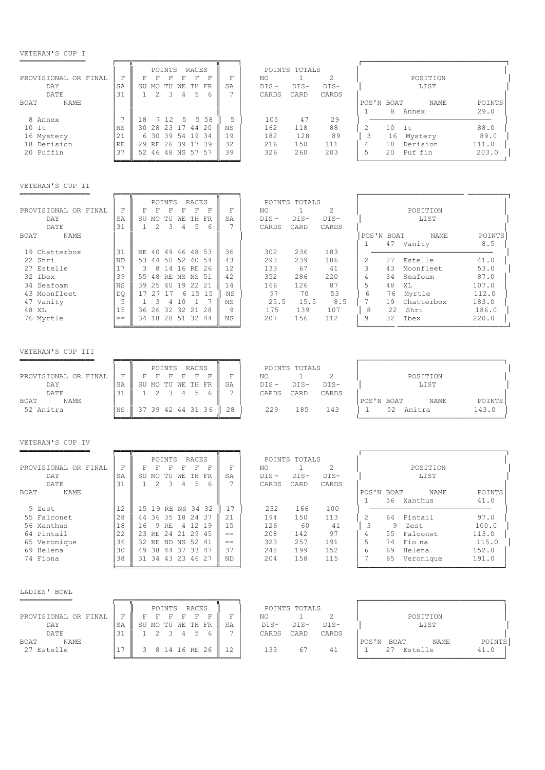## VETERAN'S CUP I

| BOAT | NAME | F SA 31 | F SU 1 | F MO 2 | F TU 3 | F WE 4 | F TH 5 | F FR 6 | F SA 7 | NO DIS-CARDS | 1 DIS-CARD | 2 DIS-CARDS |
|---|---|---|---|---|---|---|---|---|---|---|---|---|
| 8 | Annex | 7 | 18 | 7 | 12 | 5 | 5 | 58 | 5 | 105 | 47 | 29 |
| 10 | It | NS | 30 | 28 | 23 | 17 | 44 | 20 | NS | 162 | 118 | 88 |
| 16 | Mystery | 21 | 6 | 30 | 39 | 54 | 19 | 34 | 19 | 182 | 128 | 89 |
| 18 | Derision | RE | 29 | RE | 26 | 39 | 17 | 39 | 32 | 216 | 150 | 111 |
| 20 | Puffin | 37 | 52 | 46 | 48 | NS | 57 | 57 | 39 | 326 | 260 | 203 |

PROVISIONAL OR FINAL — POINTS RACES — POINTS TOTALS

POSITION LIST

| POS'N | BOAT | NAME | POINTS |
|---|---|---|---|
| 1 | 8 | Annex | 29.0 |
| 2 | 10 | It | 88.0 |
| 3 | 16 | Mystery | 89.0 |
| 4 | 18 | Derision | 111.0 |
| 5 | 20 | Puf fin | 203.0 |

## VETERAN'S CUP II

| BOAT | NAME | F SA 31 | F SU 1 | F MO 2 | F TU 3 | F WE 4 | F TH 5 | F FR 6 | F SA 7 | NO DIS-CARDS | 1 DIS-CARD | 2 DIS-CARDS |
|---|---|---|---|---|---|---|---|---|---|---|---|---|
| 19 | Chatterbox | 31 | RE | 40 | 49 | 46 | 48 | 53 | 36 | 302 | 236 | 183 |
| 22 | Shri | ND | 53 | 44 | 50 | 52 | 40 | 54 | 43 | 293 | 239 | 186 |
| 27 | Estelle | 17 | 3 | 8 | 14 | 16 | RE | 26 | 12 | 133 | 67 | 41 |
| 32 | Ibex | 39 | 55 | 48 | RE | NS | NS | 51 | 42 | 352 | 286 | 220 |
| 34 | Seafoam | NS | 39 | 25 | 40 | 19 | 22 | 21 | 14 | 166 | 126 | 87 |
| 43 | Moonfleet | DQ | 17 | 27 | 17 | 6 | 15 | 15 | NS | 97 | 70 | 53 |
| 47 | Vanity | 5 | 1 | 3 | 4 | 10 | 1 | 7 | NS | 25.5 | 15.5 | 8.5 |
| 48 | XL | 15 | 36 | 26 | 32 | 32 | 21 | 28 | 9 | 175 | 139 | 107 |
| 76 | Myrtle | == | 34 | 18 | 28 | 51 | 32 | 44 | NS | 207 | 156 | 112 |

POSITION LIST

| POS'N | BOAT | NAME | POINTS |
|---|---|---|---|
| 1 | 47 | Vanity | 8.5 |
| 2 | 27 | Estelle | 41.0 |
| 3 | 43 | Moonfleet | 53.0 |
| 4 | 34 | Seafoam | 87.0 |
| 5 | 48 | XL | 107.0 |
| 6 | 76 | Myrtle | 112.0 |
| 7 | 19 | Chatterbox | 183.0 |
| 8 | 22 | Shri | 186.0 |
| 9 | 32 | Ibex | 220.0 |

## VETERAN'S CUP III

| BOAT | NAME | F SA 31 | F SU 1 | F MO 2 | F TU 3 | F WE 4 | F TH 5 | F FR 6 | F SA 7 | NO DIS-CARDS | 1 DIS-CARD | 2 DIS-CARDS |
|---|---|---|---|---|---|---|---|---|---|---|---|---|
| 52 | Anitra | NS | 37 | 39 | 42 | 44 | 31 | 36 | 28 | 229 | 185 | 143 |

POSITION LIST

| POS'N | BOAT | NAME | POINTS |
|---|---|---|---|
| 1 | 52 | Anitra | 143.0 |

## VETERAN'S CUP IV

| BOAT | NAME | F SA 31 | F SU 1 | F MO 2 | F TU 3 | F WE 4 | F TH 5 | F FR 6 | F SA 7 | NO DIS-CARDS | 1 DIS-CARD | 2 DIS-CARDS |
|---|---|---|---|---|---|---|---|---|---|---|---|---|
| 9 | Zest | 12 | 15 | 19 | RE | NS | 34 | 32 | 17 | 232 | 166 | 100 |
| 55 | Falconet | 28 | 44 | 36 | 35 | 18 | 24 | 37 | 21 | 194 | 150 | 113 |
| 56 | Xanthus | 18 | 16 | 9 | RE | 4 | 12 | 19 | 15 | 126 | 60 | 41 |
| 64 | Pintail | 22 | 23 | RE | 24 | 21 | 29 | 45 | == | 208 | 142 | 97 |
| 65 | Veronique | 36 | 32 | RE | ND | NS | 52 | 41 | == | 323 | 257 | 191 |
| 69 | Helena | 30 | 49 | 38 | 44 | 37 | 33 | 47 | 37 | 248 | 199 | 152 |
| 74 | Fiona | 38 | 31 | 34 | 43 | 23 | 46 | 27 | ND | 204 | 158 | 115 |

POSITION LIST

| POS'N | BOAT | NAME | POINTS |
|---|---|---|---|
| 1 | 56 | Xanthus | 41.0 |
| 2 | 64 | Pintail | 97.0 |
| 3 | 9 | Zest | 100.0 |
| 4 | 55 | Falconet | 113.0 |
| 5 | 74 | Fio na | 115.0 |
| 6 | 69 | Helena | 152.0 |
| 7 | 65 | Veronique | 191.0 |

## LADIES' BOWL

| BOAT | NAME | F SA 31 | F SU 1 | F MO 2 | F TU 3 | F WE 4 | F TH 5 | F FR 6 | F SA 7 | NO DIS-CARDS | 1 DIS-CARD | 2 DIS-CARDS |
|---|---|---|---|---|---|---|---|---|---|---|---|---|
| 27 | Estelle | 17 | 3 | 8 | 14 | 16 | RE | 26 | 12 | 133 | 67 | 41 |

POSITION LIST

| POS'N | BOAT | NAME | POINTS |
|---|---|---|---|
| 1 | 27 | Estelle | 41.0 |